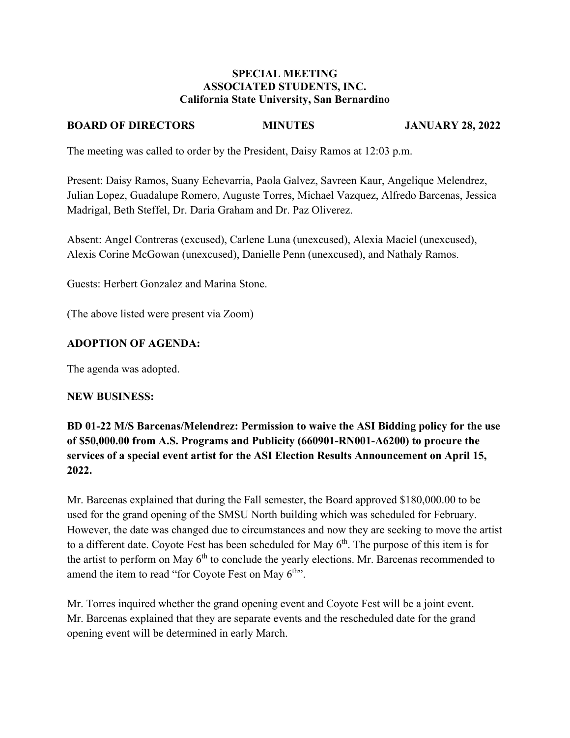**SPECIAL MEETING**
**ASSOCIATED STUDENTS, INC.**
**California State University, San Bernardino**

**BOARD OF DIRECTORS MINUTES JANUARY 28, 2022**

The meeting was called to order by the President, Daisy Ramos at 12:03 p.m.

Present: Daisy Ramos, Suany Echevarria, Paola Galvez, Savreen Kaur, Angelique Melendrez, Julian Lopez, Guadalupe Romero, Auguste Torres, Michael Vazquez, Alfredo Barcenas, Jessica Madrigal, Beth Steffel, Dr. Daria Graham and Dr. Paz Oliverez.

Absent: Angel Contreras (excused), Carlene Luna (unexcused), Alexia Maciel (unexcused), Alexis Corine McGowan (unexcused), Danielle Penn (unexcused), and Nathaly Ramos.

Guests: Herbert Gonzalez and Marina Stone.

(The above listed were present via Zoom)

**ADOPTION OF AGENDA:**

The agenda was adopted.

**NEW BUSINESS:**

**BD 01-22 M/S Barcenas/Melendrez: Permission to waive the ASI Bidding policy for the use of $50,000.00 from A.S. Programs and Publicity (660901-RN001-A6200) to procure the services of a special event artist for the ASI Election Results Announcement on April 15, 2022.**

Mr. Barcenas explained that during the Fall semester, the Board approved $180,000.00 to be used for the grand opening of the SMSU North building which was scheduled for February. However, the date was changed due to circumstances and now they are seeking to move the artist to a different date. Coyote Fest has been scheduled for May 6th. The purpose of this item is for the artist to perform on May 6th to conclude the yearly elections. Mr. Barcenas recommended to amend the item to read "for Coyote Fest on May 6th".

Mr. Torres inquired whether the grand opening event and Coyote Fest will be a joint event. Mr. Barcenas explained that they are separate events and the rescheduled date for the grand opening event will be determined in early March.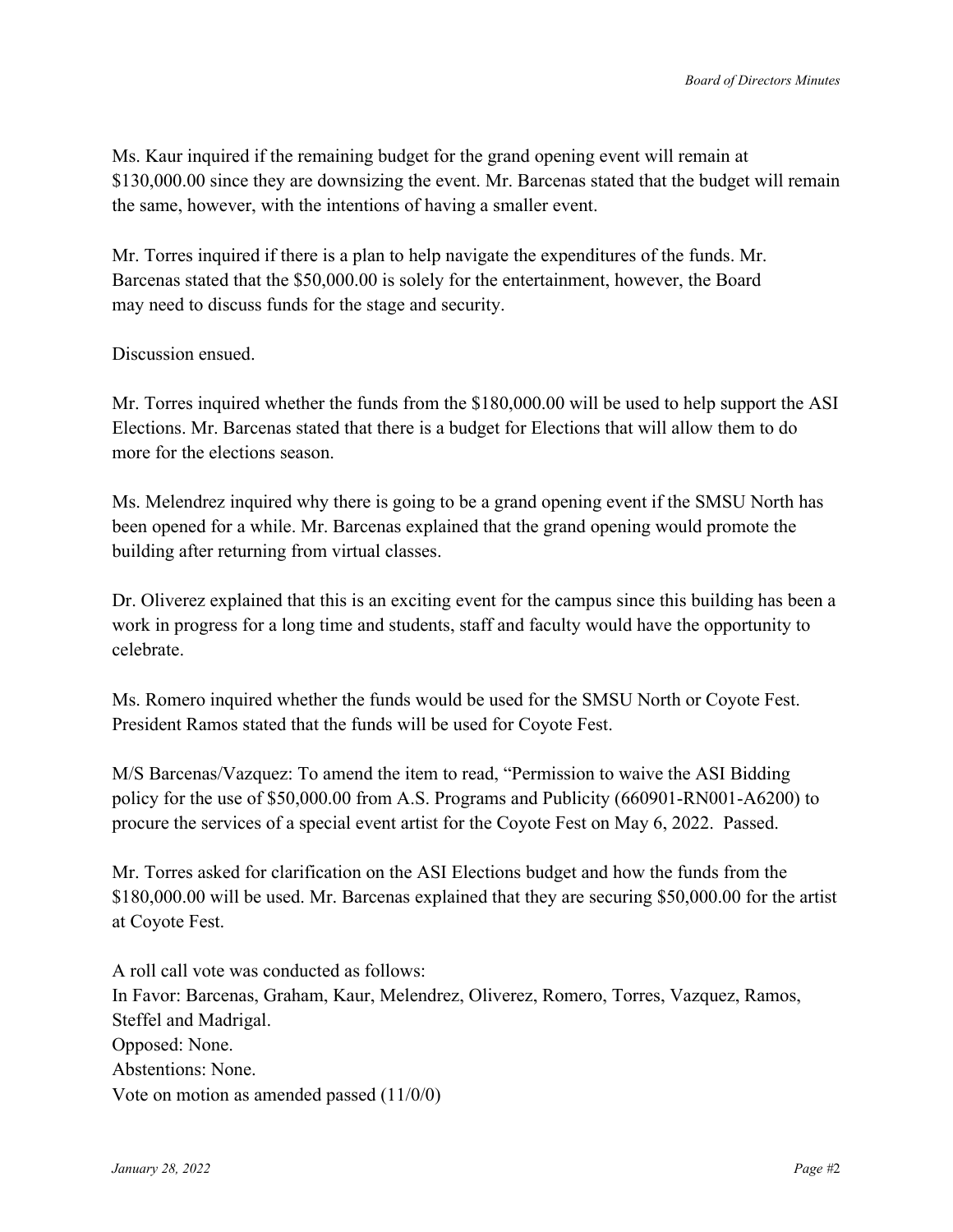Ms. Kaur inquired if the remaining budget for the grand opening event will remain at $130,000.00 since they are downsizing the event. Mr. Barcenas stated that the budget will remain the same, however, with the intentions of having a smaller event.

Mr. Torres inquired if there is a plan to help navigate the expenditures of the funds. Mr. Barcenas stated that the $50,000.00 is solely for the entertainment, however, the Board may need to discuss funds for the stage and security.

Discussion ensued.

Mr. Torres inquired whether the funds from the $180,000.00 will be used to help support the ASI Elections. Mr. Barcenas stated that there is a budget for Elections that will allow them to do more for the elections season.

Ms. Melendrez inquired why there is going to be a grand opening event if the SMSU North has been opened for a while. Mr. Barcenas explained that the grand opening would promote the building after returning from virtual classes.

Dr. Oliverez explained that this is an exciting event for the campus since this building has been a work in progress for a long time and students, staff and faculty would have the opportunity to celebrate.

Ms. Romero inquired whether the funds would be used for the SMSU North or Coyote Fest. President Ramos stated that the funds will be used for Coyote Fest.

M/S Barcenas/Vazquez: To amend the item to read, "Permission to waive the ASI Bidding policy for the use of $50,000.00 from A.S. Programs and Publicity (660901-RN001-A6200) to procure the services of a special event artist for the Coyote Fest on May 6, 2022. Passed.

Mr. Torres asked for clarification on the ASI Elections budget and how the funds from the $180,000.00 will be used. Mr. Barcenas explained that they are securing $50,000.00 for the artist at Coyote Fest.

A roll call vote was conducted as follows:
In Favor: Barcenas, Graham, Kaur, Melendrez, Oliverez, Romero, Torres, Vazquez, Ramos, Steffel and Madrigal.
Opposed: None.
Abstentions: None.
Vote on motion as amended passed (11/0/0)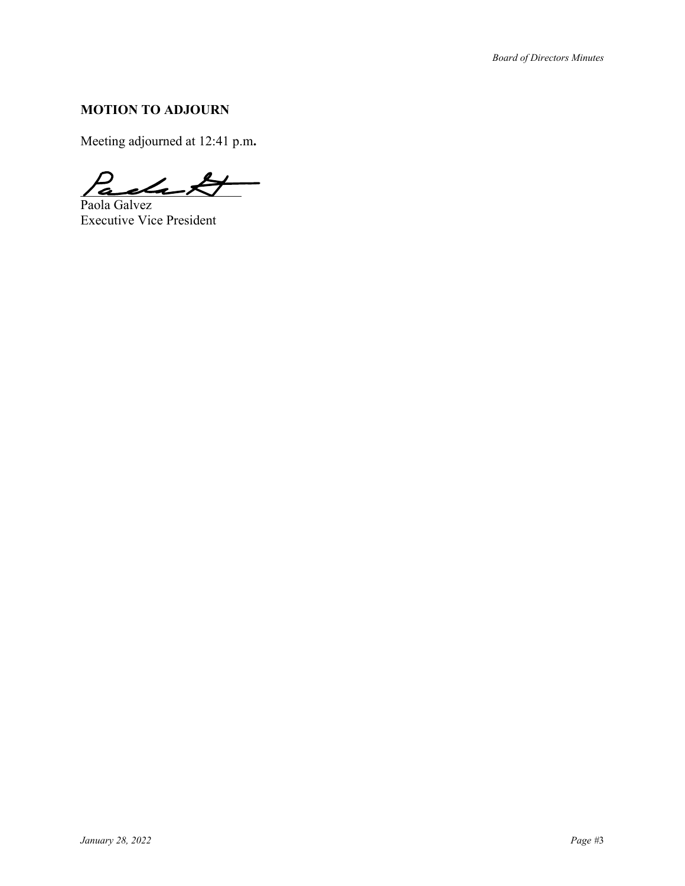**MOTION TO ADJOURN**

Meeting adjourned at 12:41 p.m**.**

Paola Galvez
Executive Vice President